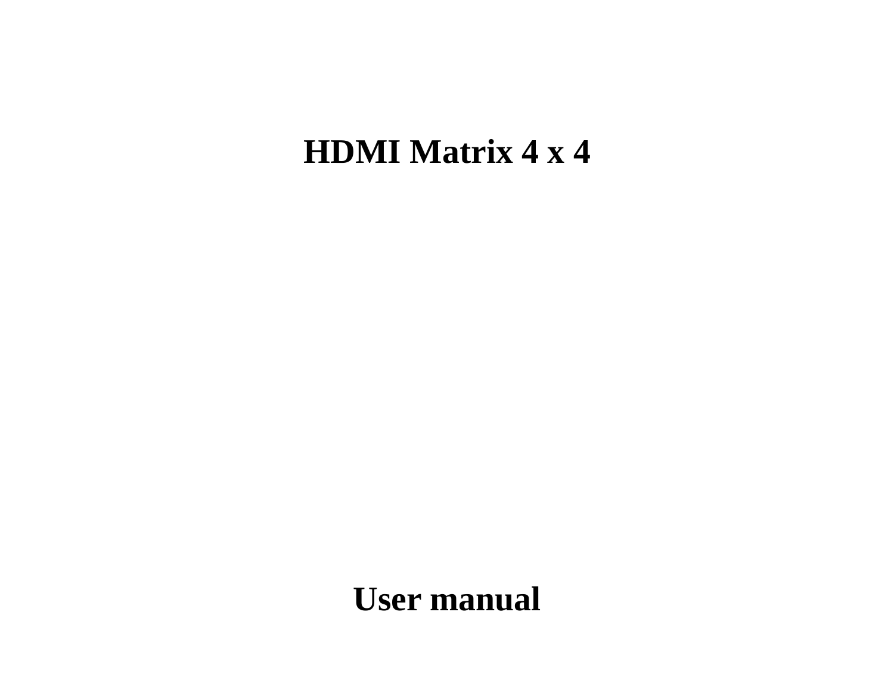# HDMI Matrix 4 x 4

# User manual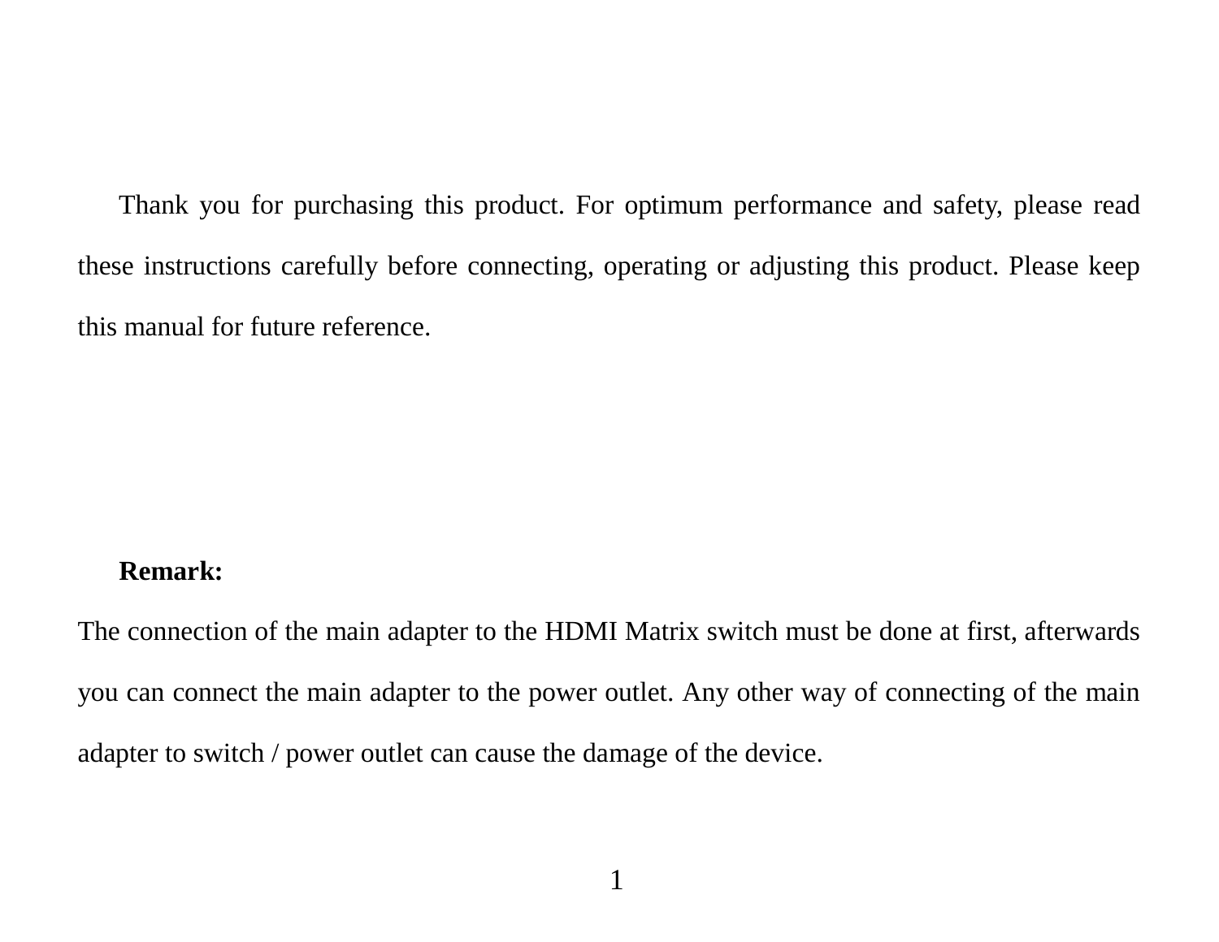Thank you for purchasing this product. For optimum performance and safety, please read these instructions carefully before connecting, operating or adjusting this product. Please keep this manual for future reference.

**Remark:**

The connection of the main adapter to the HDMI Matrix switch must be done at first, afterwards you can connect the main adapter to the power outlet. Any other way of connecting of the main adapter to switch / power outlet can cause the damage of the device.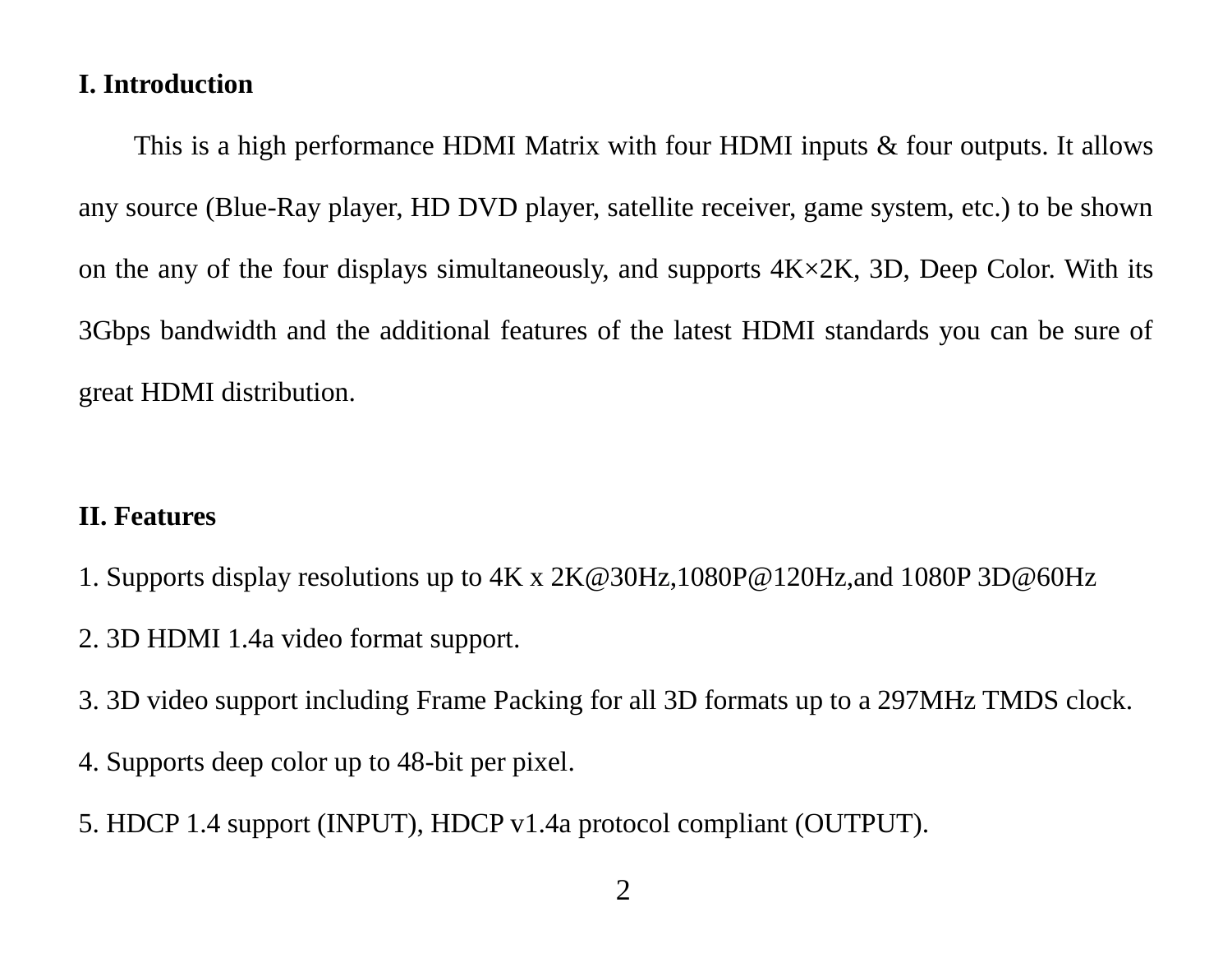## I. Introduction

This is a high performance HDMI Matrix with four HDMI inputs & four outputs. It allows any source (Blue-Ray player, HD DVD player, satellite receiver, game system, etc.) to be shown on the any of the four displays simultaneously, and supports 4K×2K, 3D, Deep Color. With its 3Gbps bandwidth and the additional features of the latest HDMI standards you can be sure of great HDMI distribution.

## II. Features

1. Supports display resolutions up to 4K x 2K@30Hz,1080P@120Hz,and 1080P 3D@60Hz
2. 3D HDMI 1.4a video format support.
3. 3D video support including Frame Packing for all 3D formats up to a 297MHz TMDS clock.
4. Supports deep color up to 48-bit per pixel.
5. HDCP 1.4 support (INPUT), HDCP v1.4a protocol compliant (OUTPUT).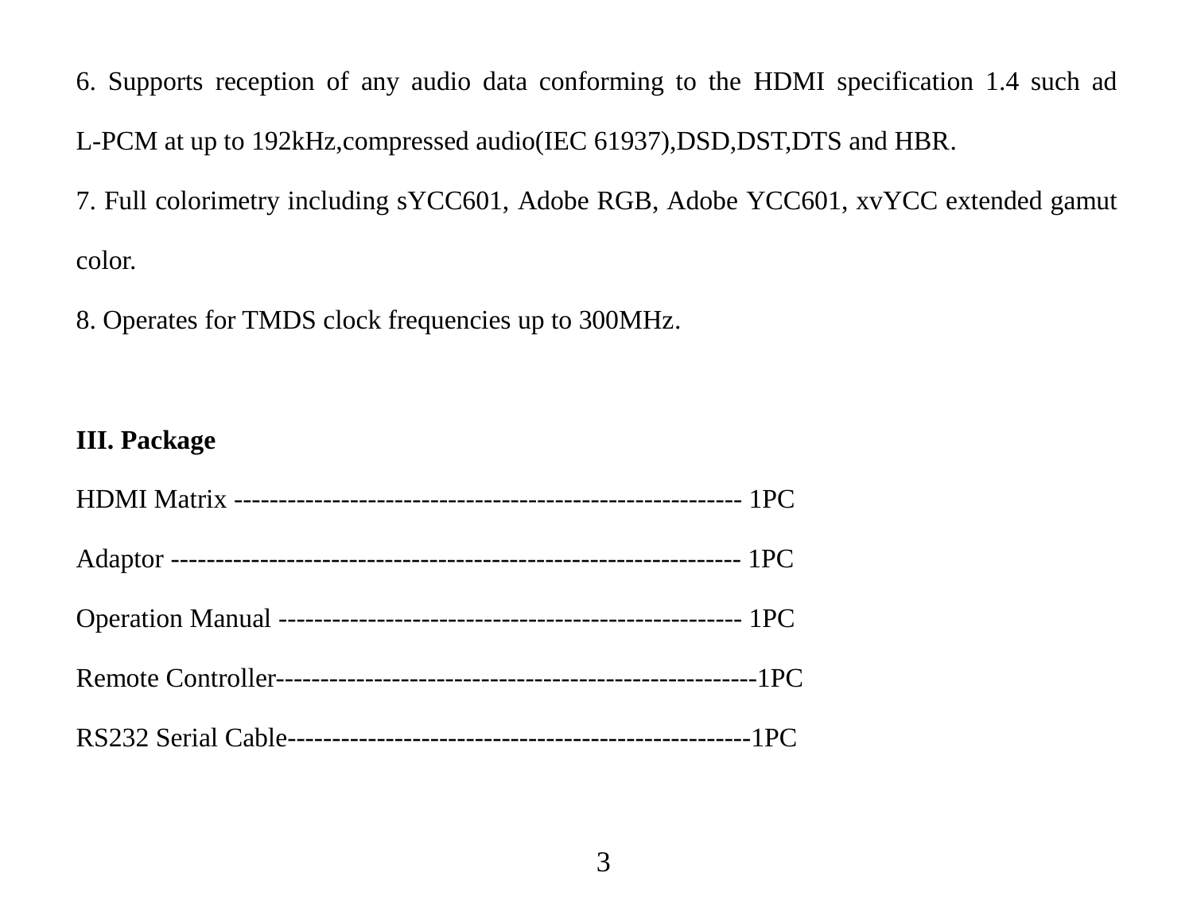6. Supports reception of any audio data conforming to the HDMI specification 1.4 such ad L-PCM at up to 192kHz,compressed audio(IEC 61937),DSD,DST,DTS and HBR.

7. Full colorimetry including sYCC601, Adobe RGB, Adobe YCC601, xvYCC extended gamut color.

8. Operates for TMDS clock frequencies up to 300MHz.

**III. Package**

HDMI Matrix ---------------------------------------------------------- 1PC

Adaptor ---------------------------------------------------------------- 1PC

Operation Manual --------------------------------------------------- 1PC

Remote Controller----------------------------------------------------1PC

RS232 Serial Cable--------------------------------------------------1PC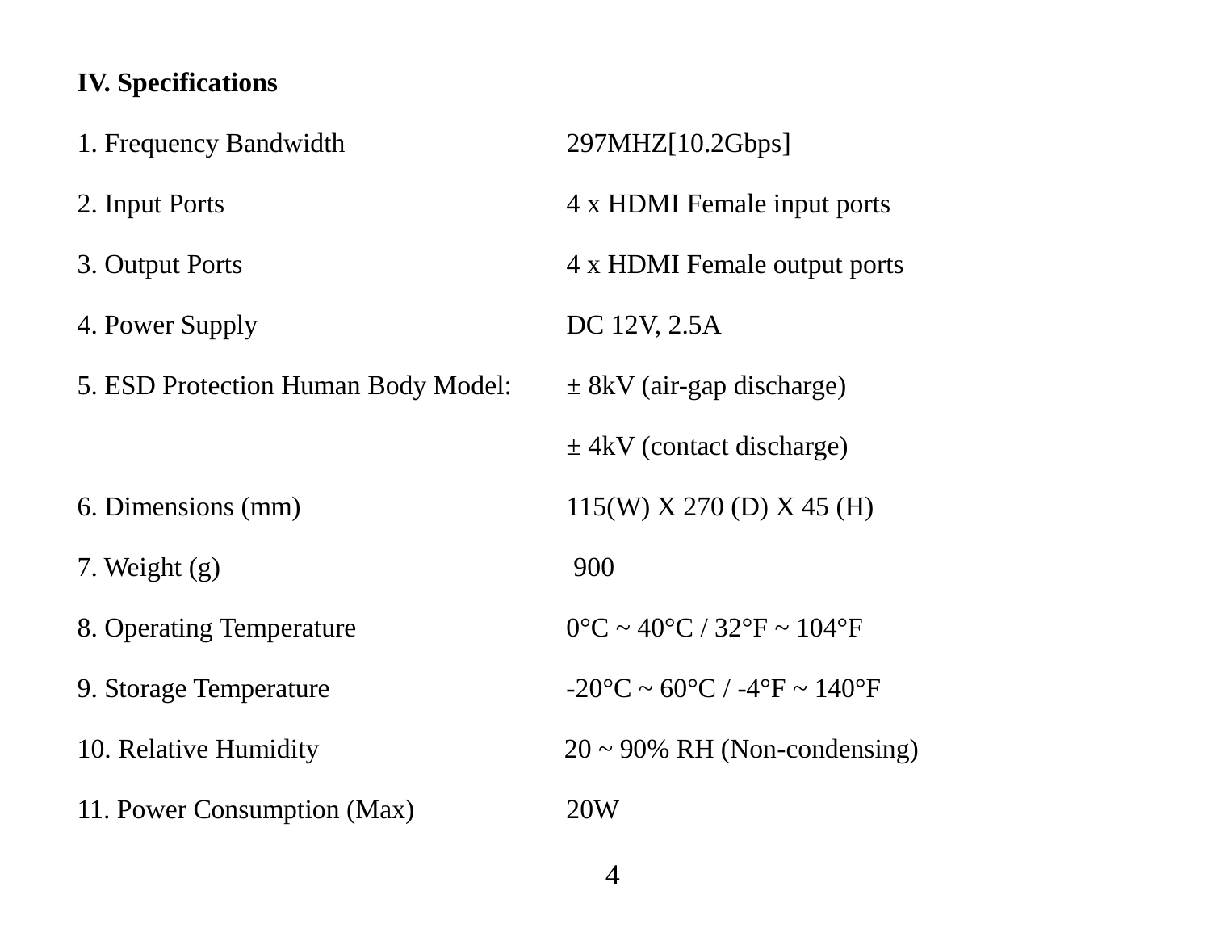## IV. Specifications

| | |
|---|---|
| 1. Frequency Bandwidth | 297MHZ[10.2Gbps] |
| 2. Input Ports | 4 x HDMI Female input ports |
| 3. Output Ports | 4 x HDMI Female output ports |
| 4. Power Supply | DC 12V, 2.5A |
| 5. ESD Protection Human Body Model: | ± 8kV (air-gap discharge) |
| | ± 4kV (contact discharge) |
| 6. Dimensions (mm) | 115(W) X 270 (D) X 45 (H) |
| 7. Weight (g) | 900 |
| 8. Operating Temperature | 0°C ~ 40°C / 32°F ~ 104°F |
| 9. Storage Temperature | -20°C ~ 60°C / -4°F ~ 140°F |
| 10. Relative Humidity | 20 ~ 90% RH (Non-condensing) |
| 11. Power Consumption (Max) | 20W |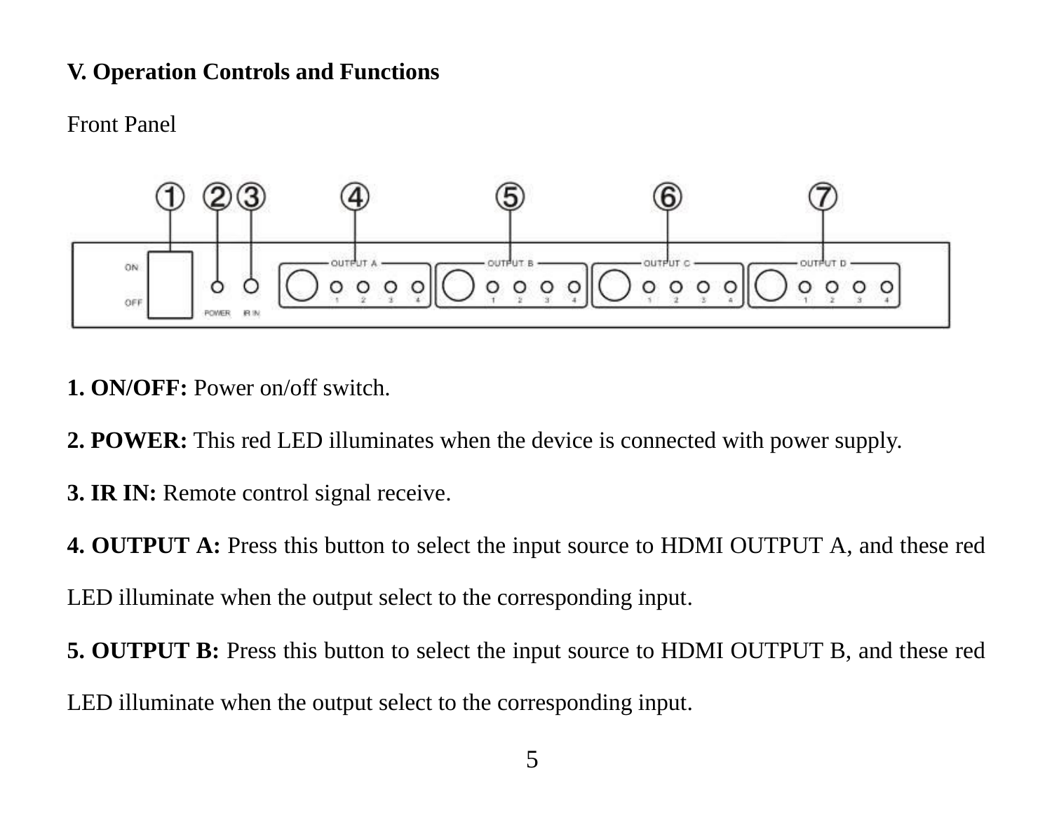**V. Operation Controls and Functions**

Front Panel

**1. ON/OFF:** Power on/off switch.

**2. POWER:** This red LED illuminates when the device is connected with power supply.

**3. IR IN:** Remote control signal receive.

**4. OUTPUT A:** Press this button to select the input source to HDMI OUTPUT A, and these red LED illuminate when the output select to the corresponding input.

**5. OUTPUT B:** Press this button to select the input source to HDMI OUTPUT B, and these red LED illuminate when the output select to the corresponding input.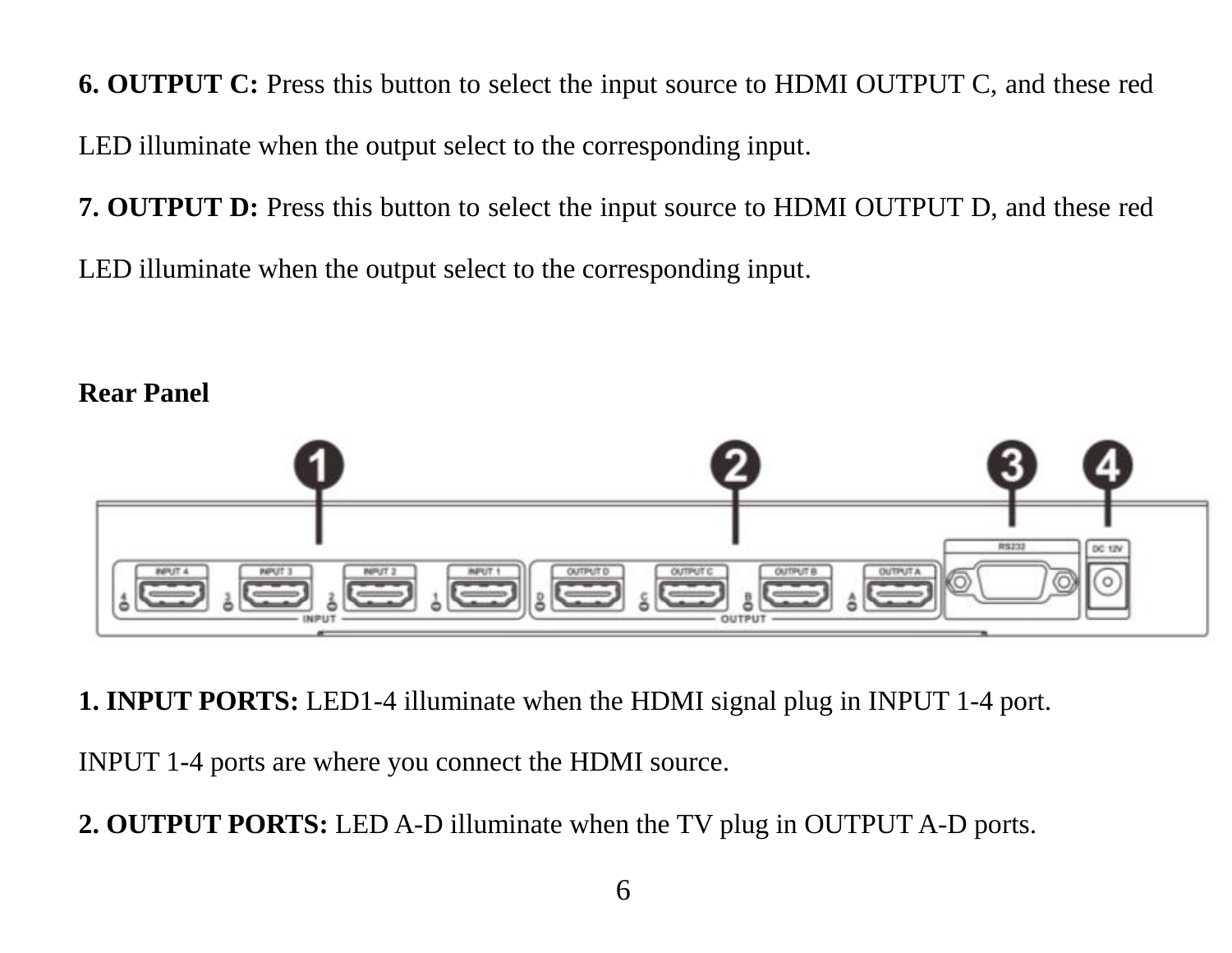**6. OUTPUT C:** Press this button to select the input source to HDMI OUTPUT C, and these red LED illuminate when the output select to the corresponding input.

**7. OUTPUT D:** Press this button to select the input source to HDMI OUTPUT D, and these red LED illuminate when the output select to the corresponding input.

**Rear Panel**

**1. INPUT PORTS:** LED1-4 illuminate when the HDMI signal plug in INPUT 1-4 port.

INPUT 1-4 ports are where you connect the HDMI source.

**2. OUTPUT PORTS:** LED A-D illuminate when the TV plug in OUTPUT A-D ports.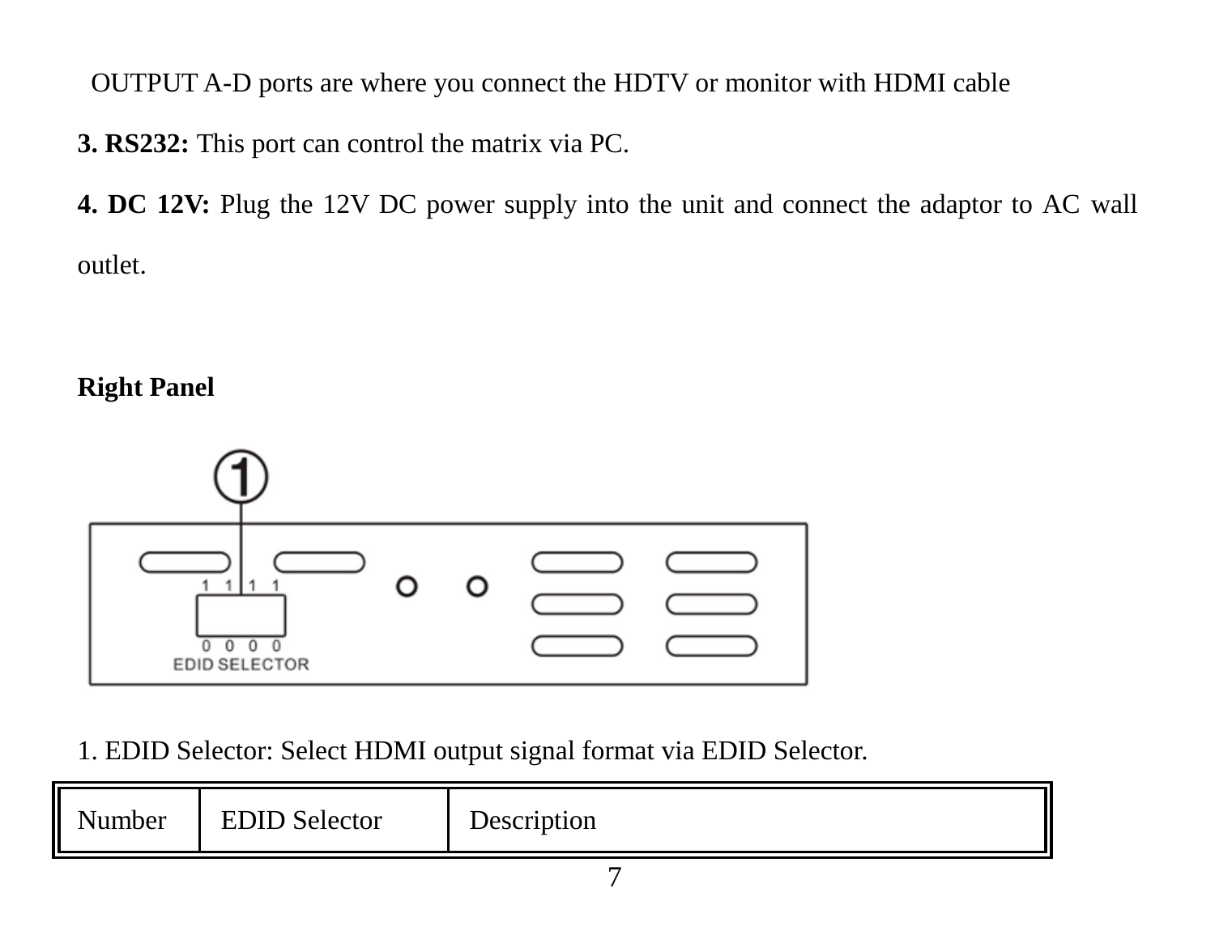OUTPUT A-D ports are where you connect the HDTV or monitor with HDMI cable

**3. RS232:** This port can control the matrix via PC.

**4. DC 12V:** Plug the 12V DC power supply into the unit and connect the adaptor to AC wall outlet.

**Right Panel**

1. EDID Selector: Select HDMI output signal format via EDID Selector.

| Number | EDID Selector | Description |
| --- | --- | --- |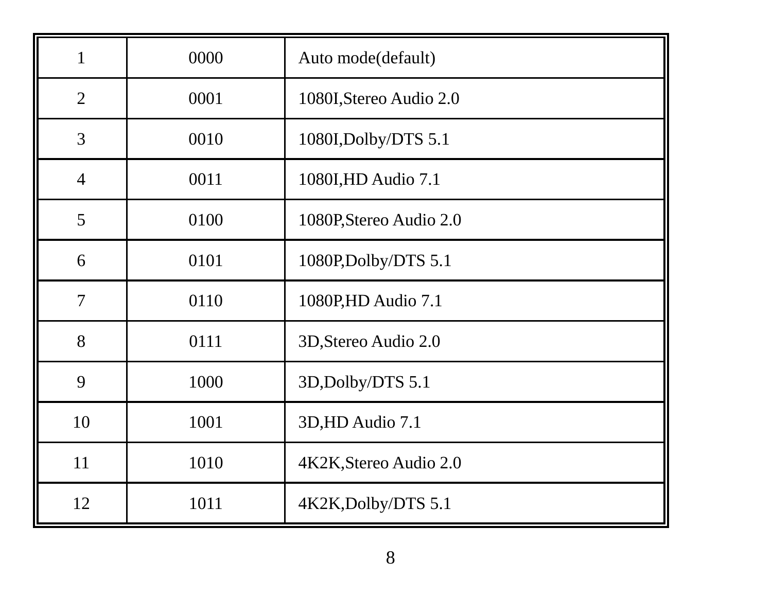| 1 | 0000 | Auto mode(default) |
|---|---|---|
| 2 | 0001 | 1080I,Stereo Audio 2.0 |
| 3 | 0010 | 1080I,Dolby/DTS 5.1 |
| 4 | 0011 | 1080I,HD Audio 7.1 |
| 5 | 0100 | 1080P,Stereo Audio 2.0 |
| 6 | 0101 | 1080P,Dolby/DTS 5.1 |
| 7 | 0110 | 1080P,HD Audio 7.1 |
| 8 | 0111 | 3D,Stereo Audio 2.0 |
| 9 | 1000 | 3D,Dolby/DTS 5.1 |
| 10 | 1001 | 3D,HD Audio 7.1 |
| 11 | 1010 | 4K2K,Stereo Audio 2.0 |
| 12 | 1011 | 4K2K,Dolby/DTS 5.1 |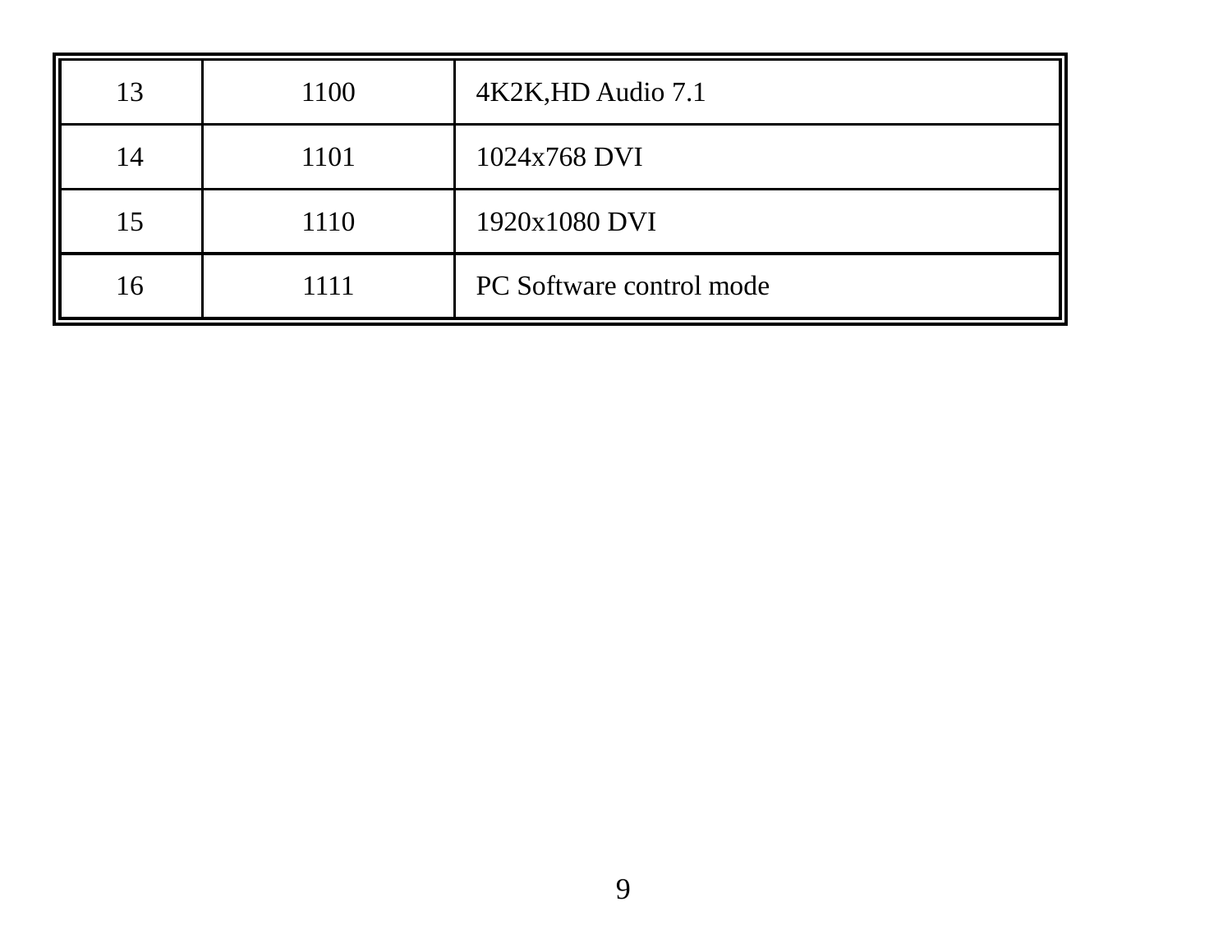| 13 | 1100 | 4K2K,HD Audio 7.1 |
|---|---|---|
| 14 | 1101 | 1024x768 DVI |
| 15 | 1110 | 1920x1080 DVI |
| 16 | 1111 | PC Software control mode |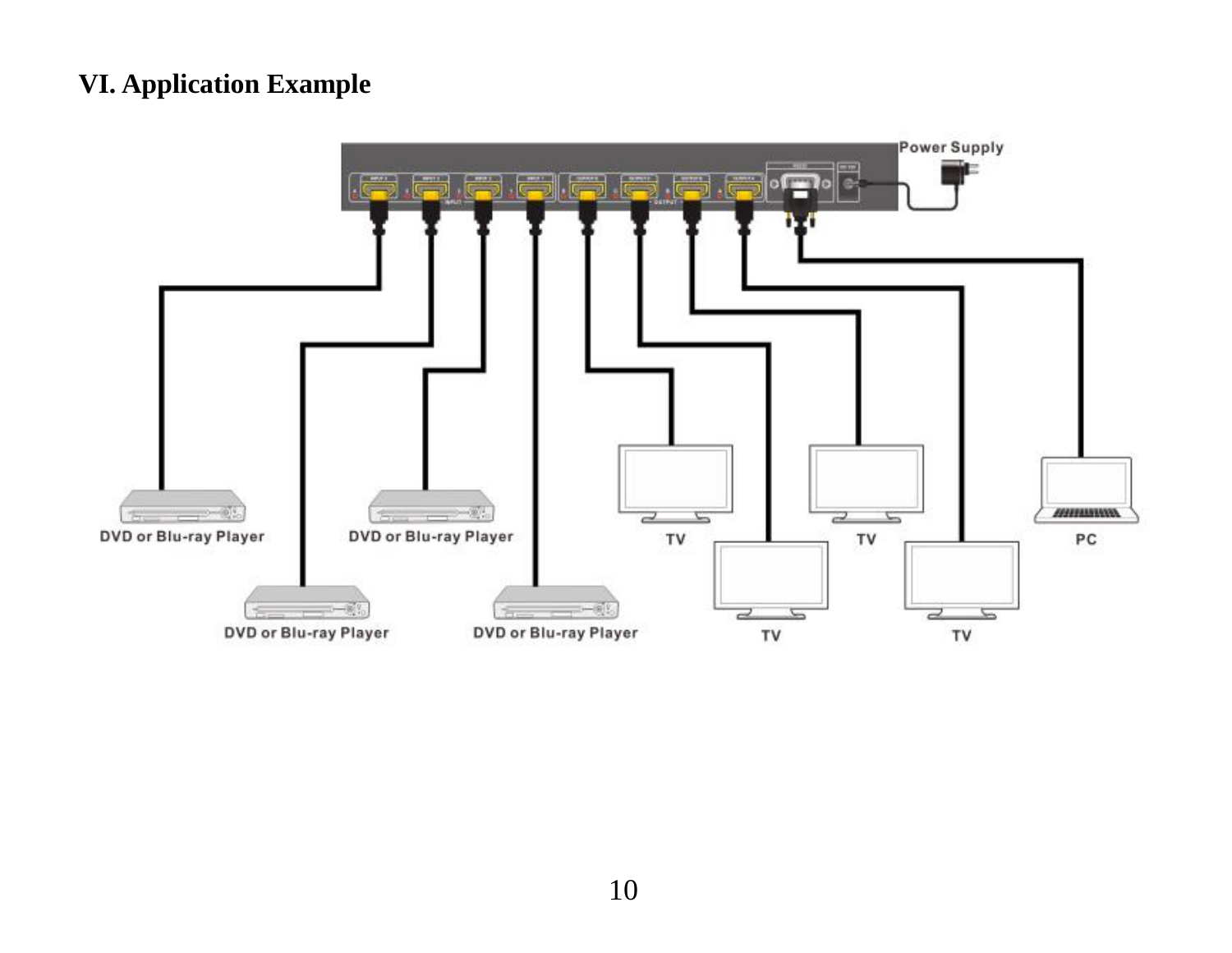# VI. Application Example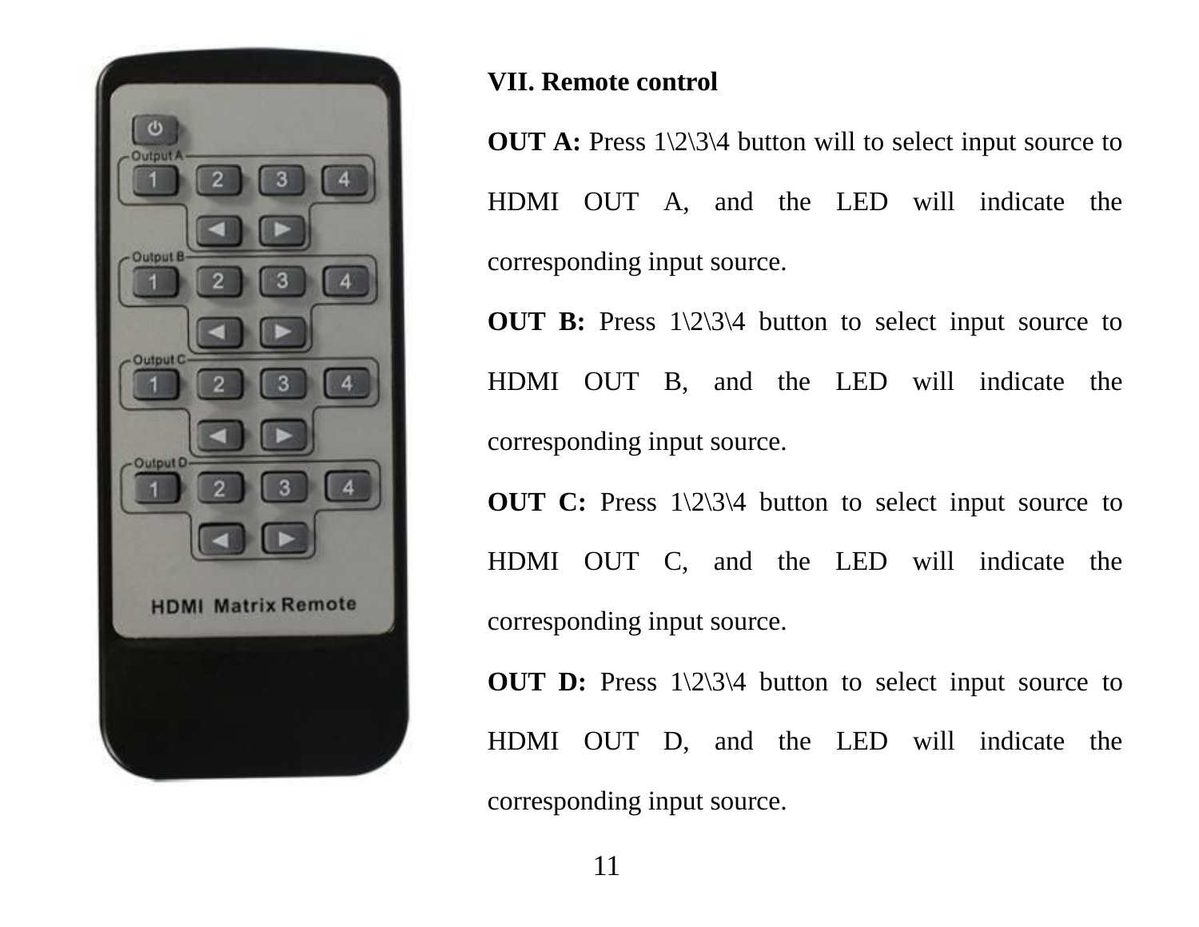## VII. Remote control

**OUT A:** Press 1\2\3\4 button will to select input source to HDMI OUT A, and the LED will indicate the corresponding input source.

**OUT B:** Press 1\2\3\4 button to select input source to HDMI OUT B, and the LED will indicate the corresponding input source.

**OUT C:** Press 1\2\3\4 button to select input source to HDMI OUT C, and the LED will indicate the corresponding input source.

**OUT D:** Press 1\2\3\4 button to select input source to HDMI OUT D, and the LED will indicate the corresponding input source.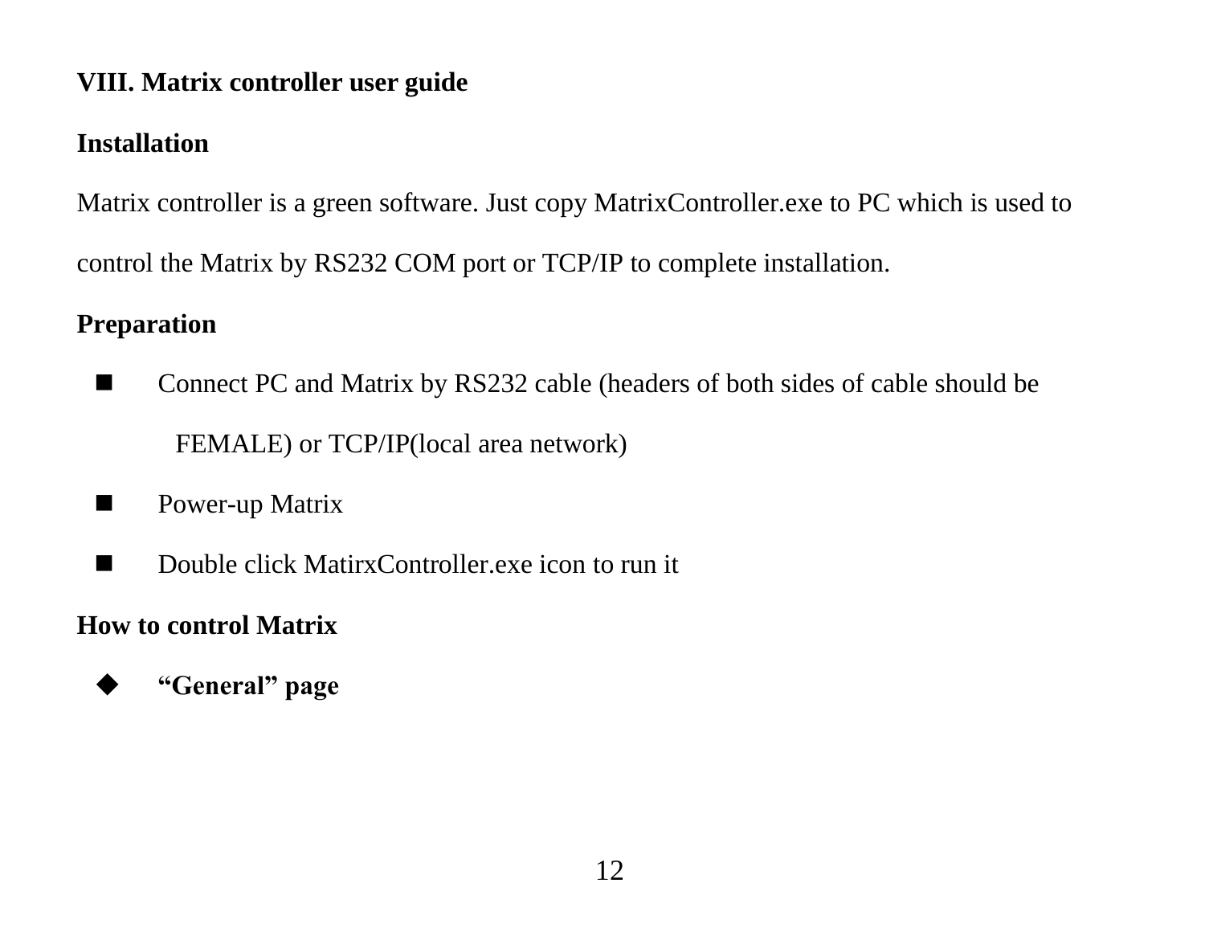## VIII. Matrix controller user guide

### Installation

Matrix controller is a green software. Just copy MatrixController.exe to PC which is used to control the Matrix by RS232 COM port or TCP/IP to complete installation.

### Preparation

- Connect PC and Matrix by RS232 cable (headers of both sides of cable should be FEMALE) or TCP/IP(local area network)
- Power-up Matrix
- Double click MatirxController.exe icon to run it

### How to control Matrix

- **"General" page**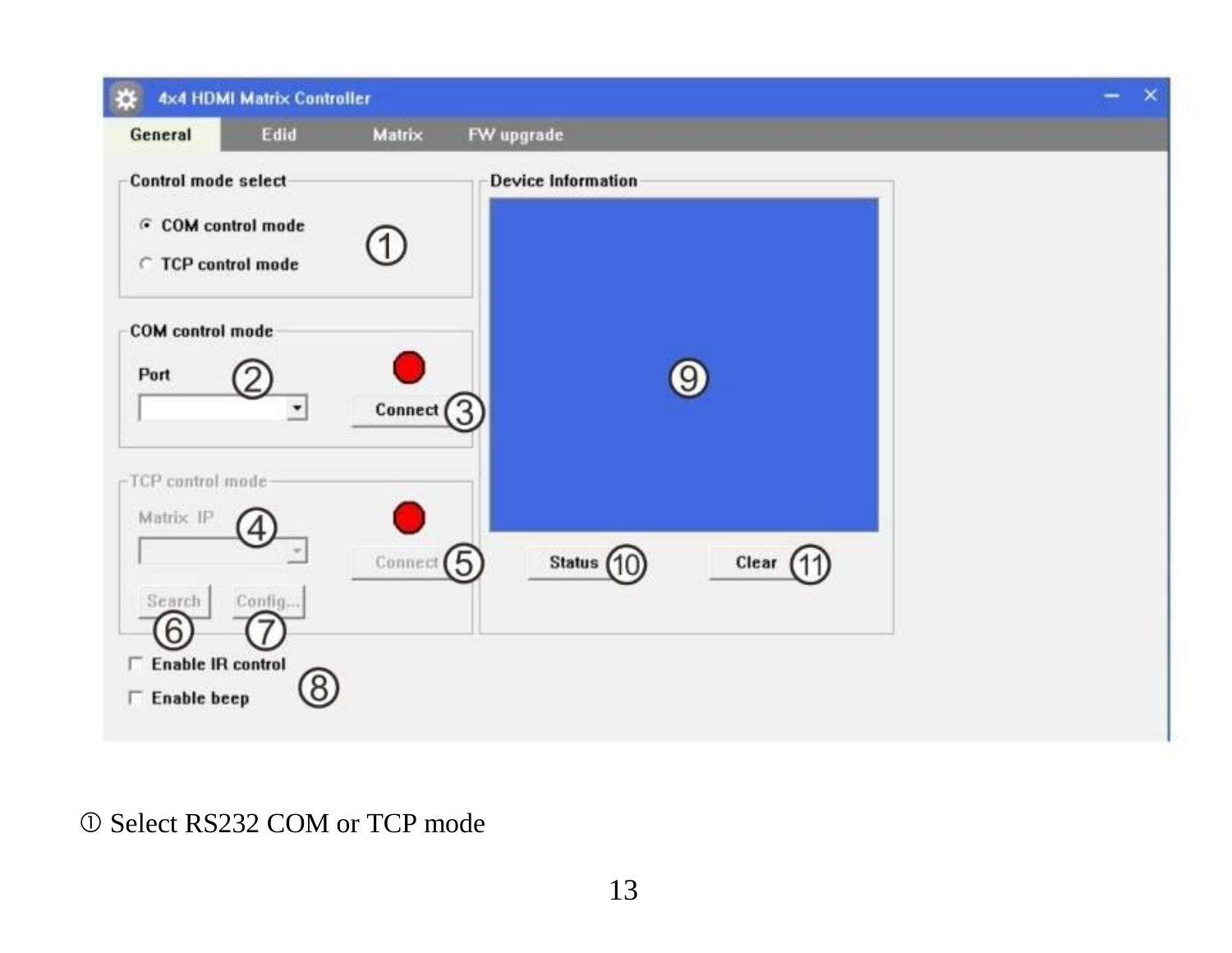① Select RS232 COM or TCP mode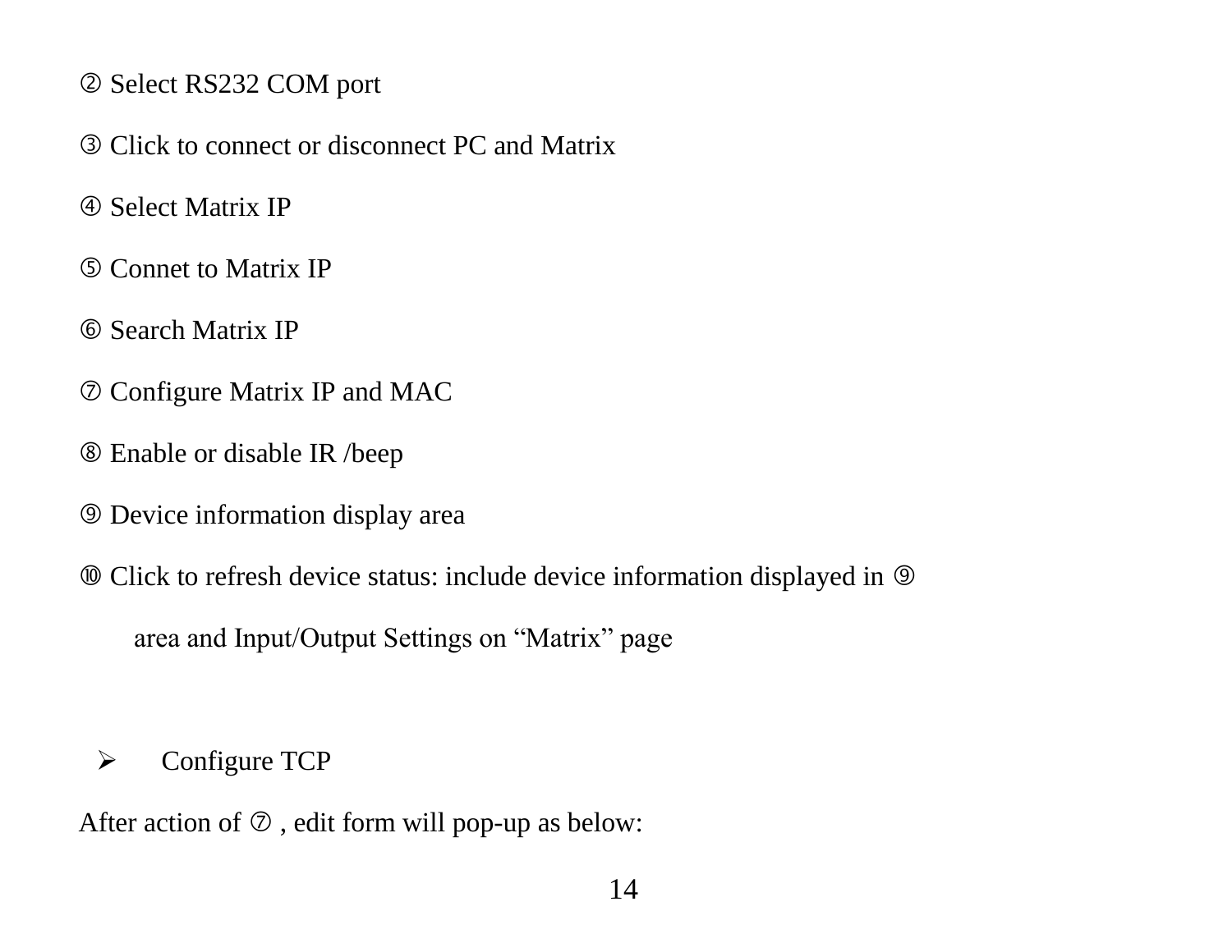② Select RS232 COM port

③ Click to connect or disconnect PC and Matrix

④ Select Matrix IP

⑤ Connet to Matrix IP

⑥ Search Matrix IP

⑦ Configure Matrix IP and MAC

⑧ Enable or disable IR /beep

⑨ Device information display area

⑩ Click to refresh device status: include device information displayed in ⑨ area and Input/Output Settings on “Matrix” page

- Configure TCP

After action of ⑦ , edit form will pop-up as below: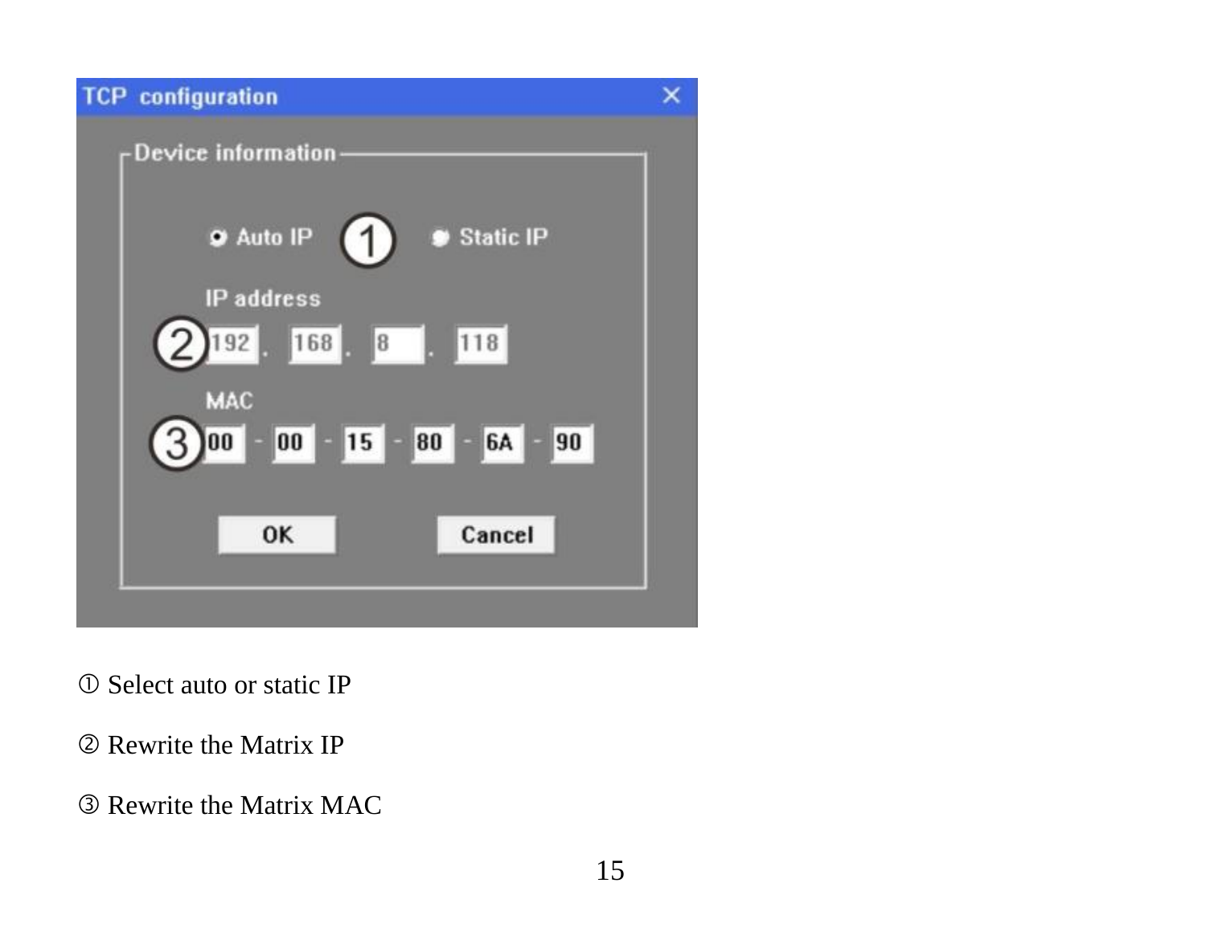① Select auto or static IP

② Rewrite the Matrix IP

③ Rewrite the Matrix MAC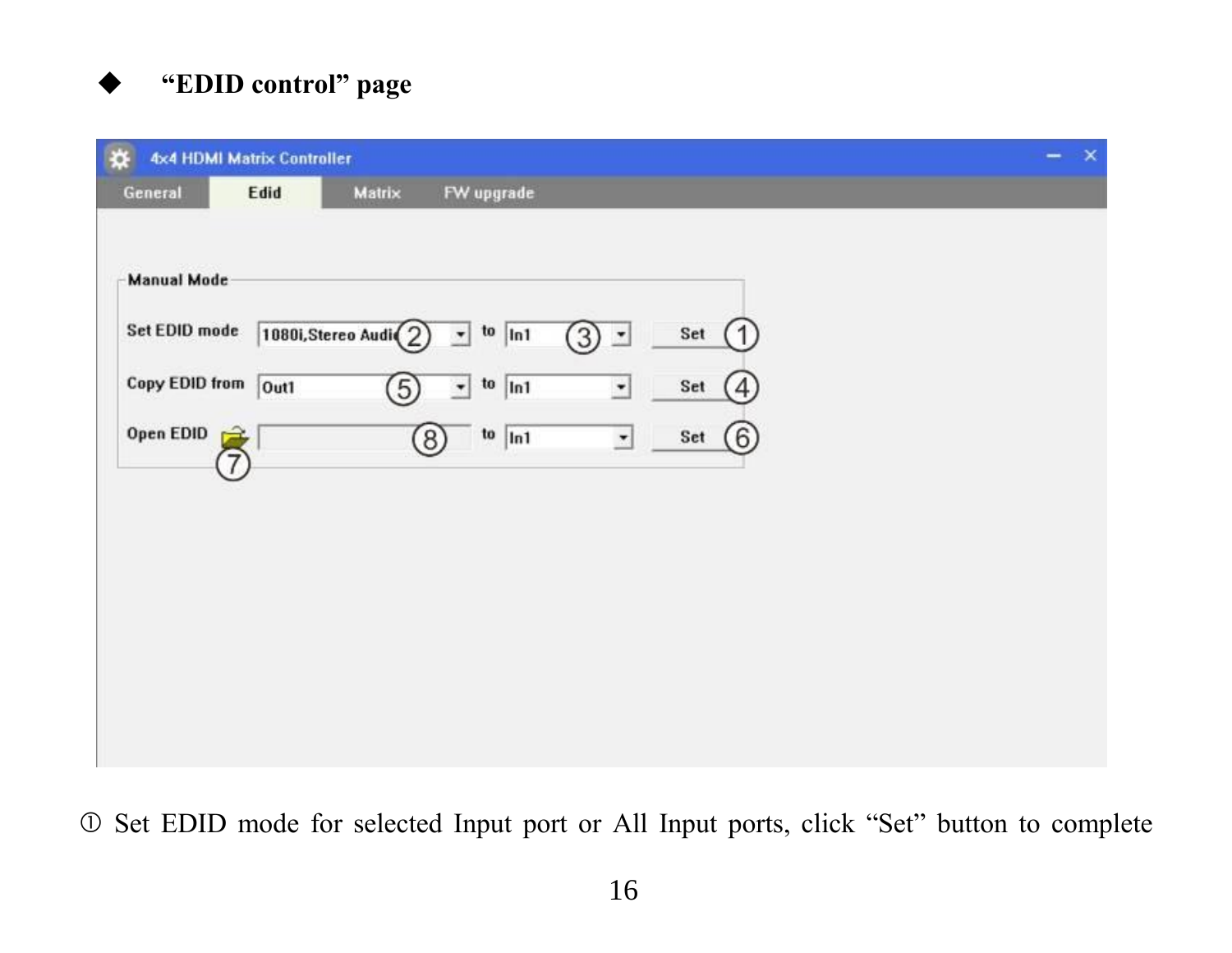- **"EDID control" page**

① Set EDID mode for selected Input port or All Input ports, click "Set" button to complete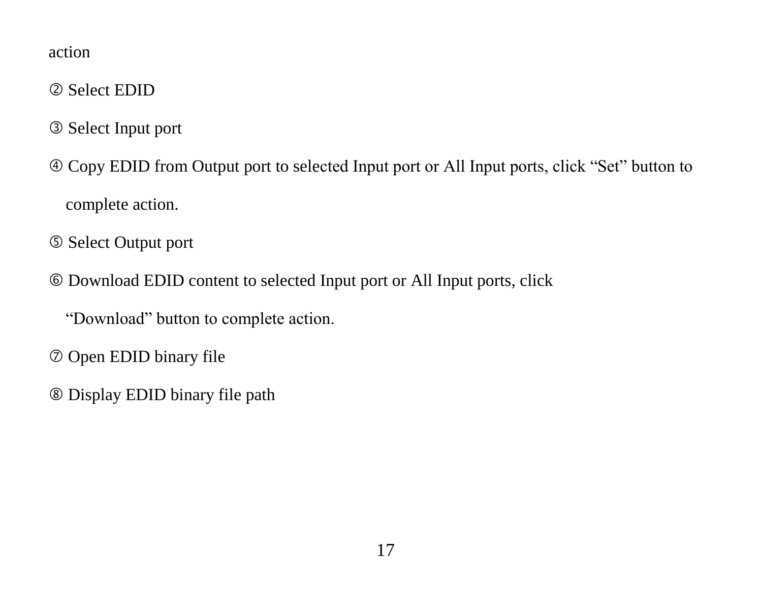action

② Select EDID

③ Select Input port

④ Copy EDID from Output port to selected Input port or All Input ports, click “Set” button to complete action.

⑤ Select Output port

⑥ Download EDID content to selected Input port or All Input ports, click “Download” button to complete action.

⑦ Open EDID binary file

⑧ Display EDID binary file path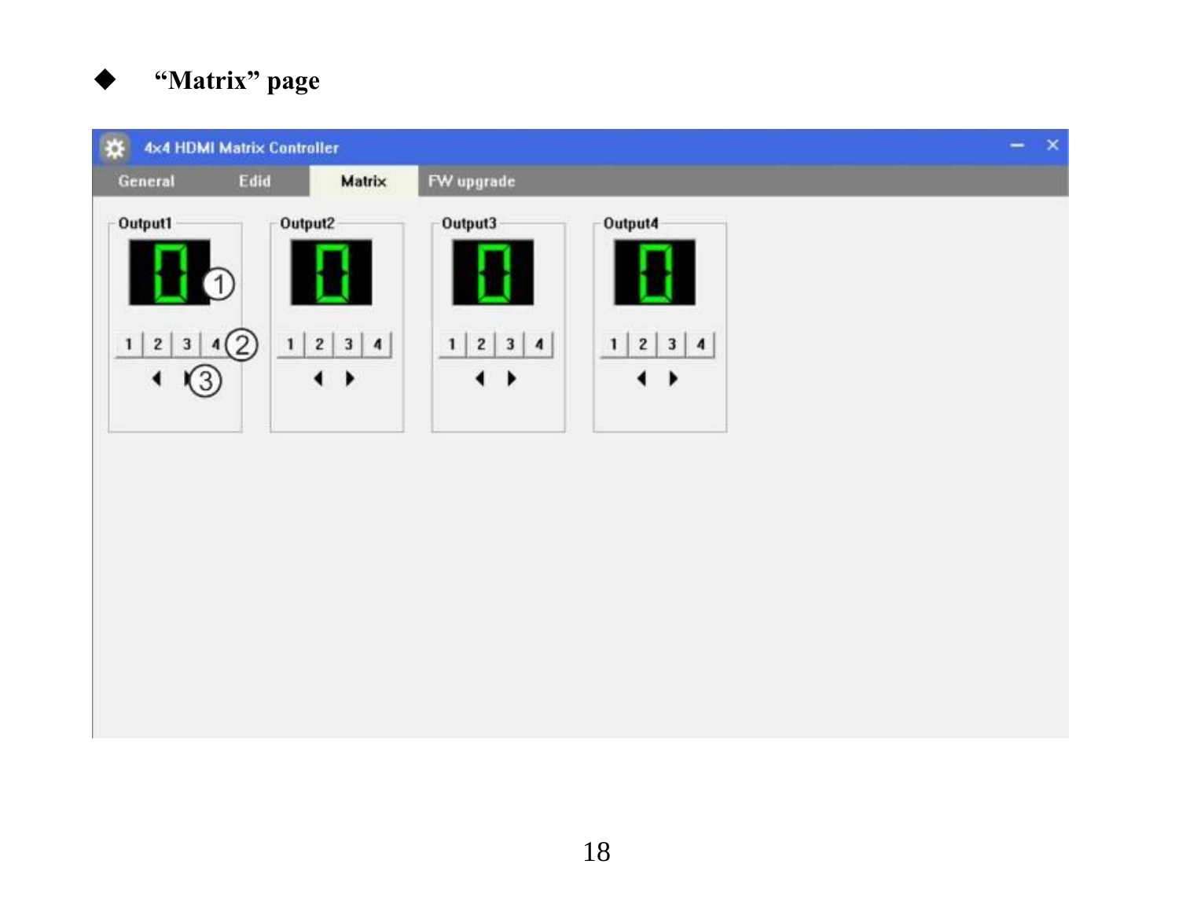- **"Matrix" page**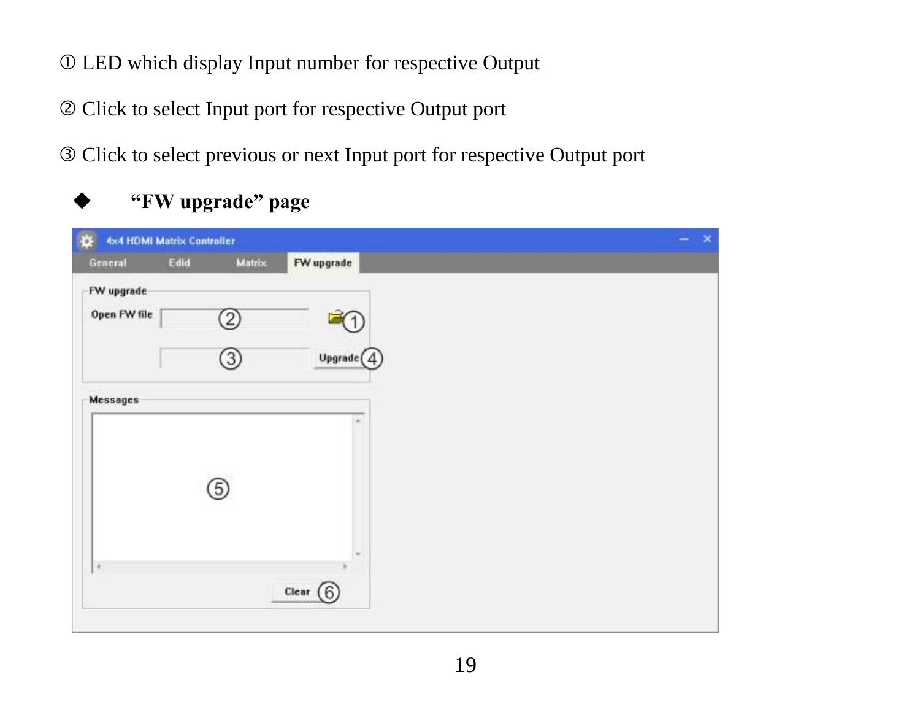① LED which display Input number for respective Output

② Click to select Input port for respective Output port

③ Click to select previous or next Input port for respective Output port

- **"FW upgrade" page**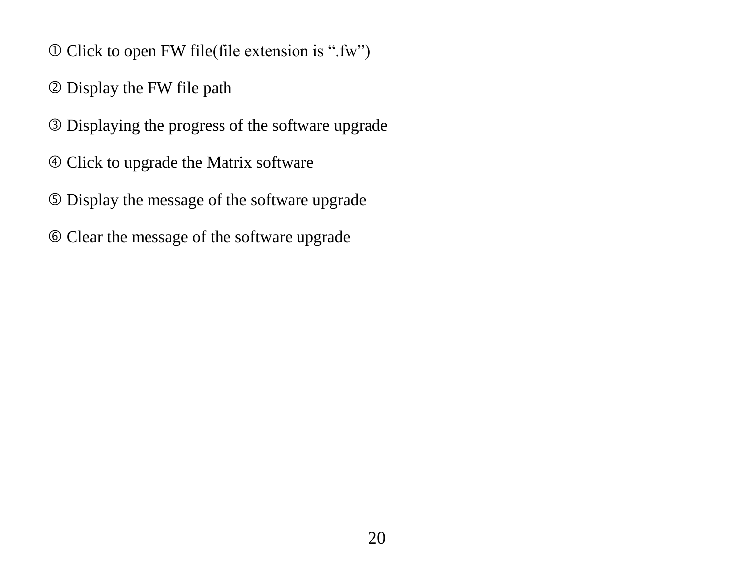① Click to open FW file(file extension is ".fw")

② Display the FW file path

③ Displaying the progress of the software upgrade

④ Click to upgrade the Matrix software

⑤ Display the message of the software upgrade

⑥ Clear the message of the software upgrade